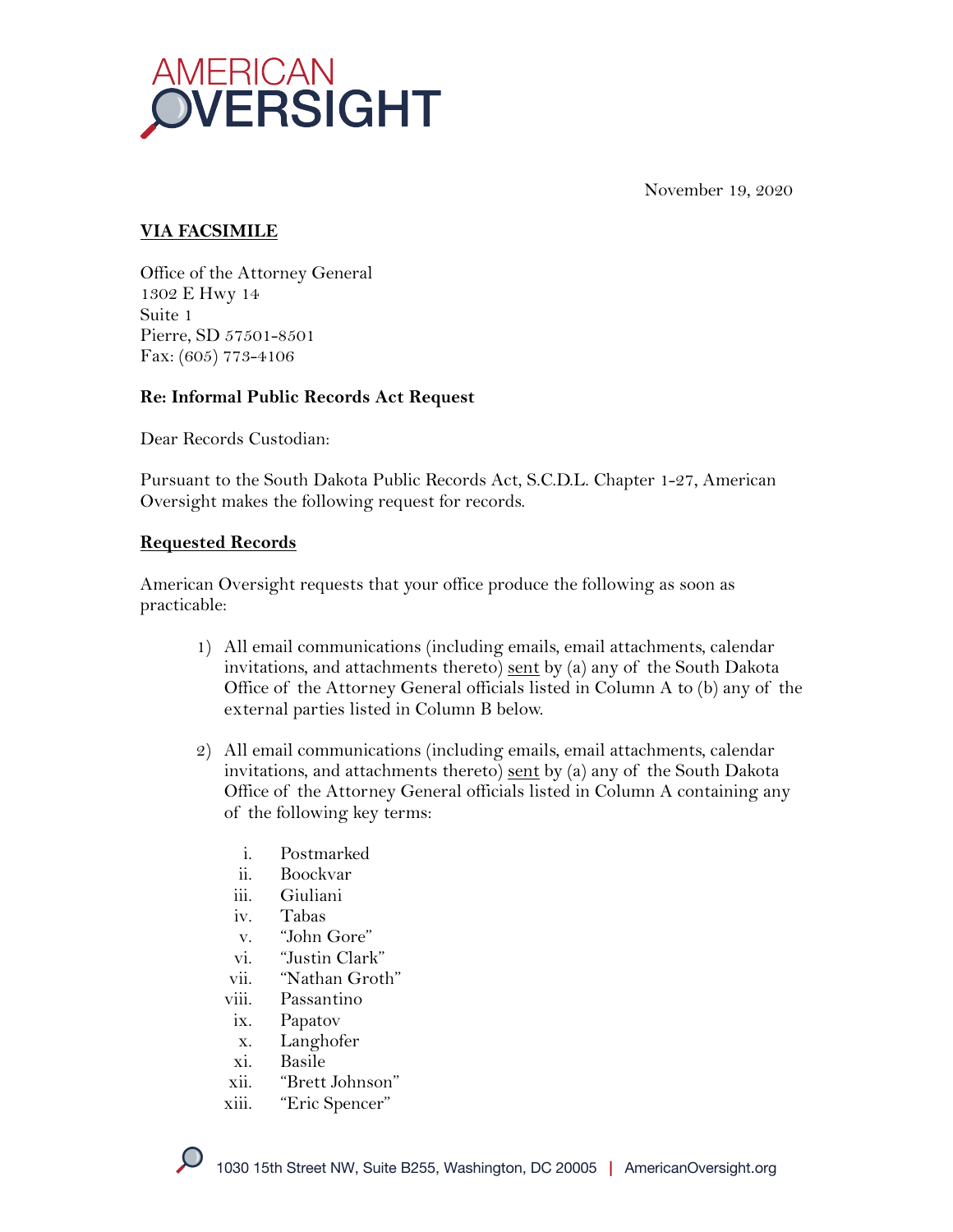# AMERICAN OVERSIGHT

November 19, 2020

**VIA FACSIMILE**

Office of the Attorney General
1302 E Hwy 14
Suite 1
Pierre, SD 57501-8501
Fax: (605) 773-4106

**Re: Informal Public Records Act Request**

Dear Records Custodian:

Pursuant to the South Dakota Public Records Act, S.C.D.L. Chapter 1-27, American Oversight makes the following request for records.

**Requested Records**

American Oversight requests that your office produce the following as soon as practicable:

1) All email communications (including emails, email attachments, calendar invitations, and attachments thereto) sent by (a) any of the South Dakota Office of the Attorney General officials listed in Column A to (b) any of the external parties listed in Column B below.

2) All email communications (including emails, email attachments, calendar invitations, and attachments thereto) sent by (a) any of the South Dakota Office of the Attorney General officials listed in Column A containing any of the following key terms:

    i. Postmarked
    ii. Boockvar
    iii. Giuliani
    iv. Tabas
    v. "John Gore"
    vi. "Justin Clark"
    vii. "Nathan Groth"
    viii. Passantino
    ix. Papatov
    x. Langhofer
    xi. Basile
    xii. "Brett Johnson"
    xiii. "Eric Spencer"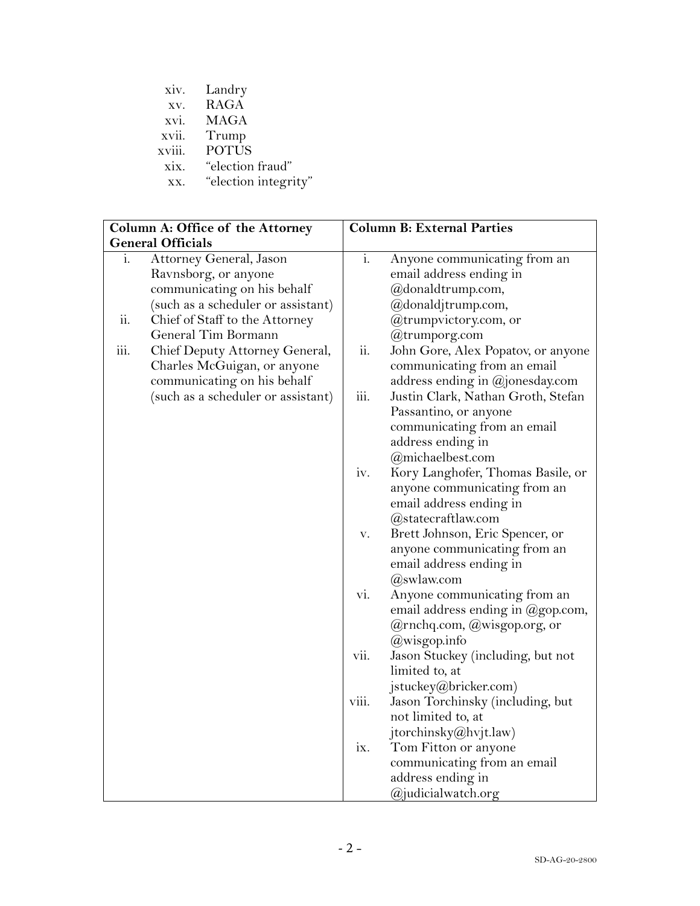xiv. Landry
xv. RAGA
xvi. MAGA
xvii. Trump
xviii. POTUS
xix. "election fraud"
xx. "election integrity"

| Column A: Office of the Attorney General Officials | Column B: External Parties |
|---|---|
| i. Attorney General, Jason Ravnsborg, or anyone communicating on his behalf (such as a scheduler or assistant)<br>ii. Chief of Staff to the Attorney General Tim Bormann<br>iii. Chief Deputy Attorney General, Charles McGuigan, or anyone communicating on his behalf (such as a scheduler or assistant) | i. Anyone communicating from an email address ending in @donaldtrump.com, @donaldjtrump.com, @trumpvictory.com, or @trumporg.com<br>ii. John Gore, Alex Popatov, or anyone communicating from an email address ending in @jonesday.com<br>iii. Justin Clark, Nathan Groth, Stefan Passantino, or anyone communicating from an email address ending in @michaelbest.com<br>iv. Kory Langhofer, Thomas Basile, or anyone communicating from an email address ending in @statecraftlaw.com<br>v. Brett Johnson, Eric Spencer, or anyone communicating from an email address ending in @swlaw.com<br>vi. Anyone communicating from an email address ending in @gop.com, @rnchq.com, @wisgop.org, or @wisgop.info<br>vii. Jason Stuckey (including, but not limited to, at jstuckey@bricker.com)<br>viii. Jason Torchinsky (including, but not limited to, at jtorchinsky@hvjt.law)<br>ix. Tom Fitton or anyone communicating from an email address ending in @judicialwatch.org |

SD-AG-20-2800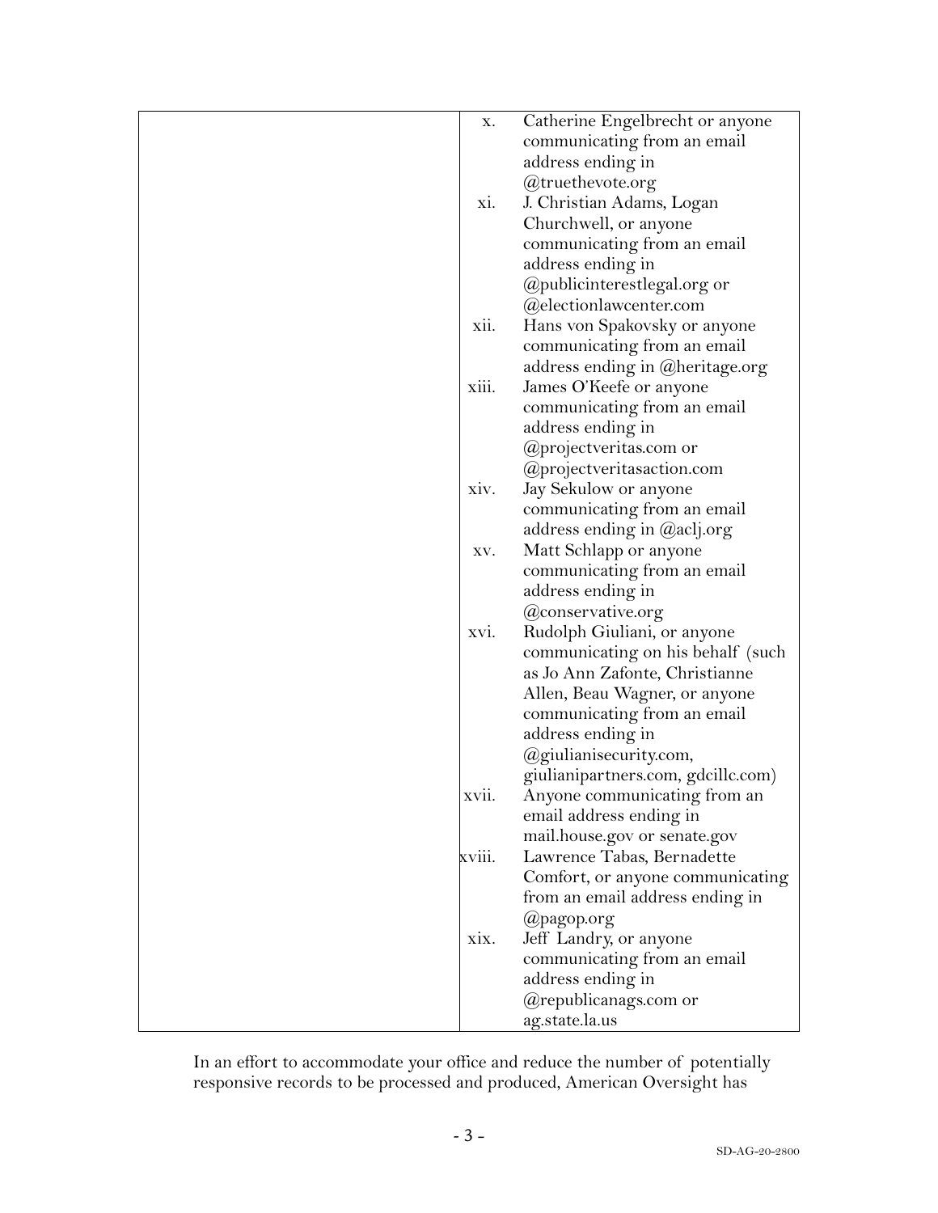| | |
|---|---|
| | x. Catherine Engelbrecht or anyone communicating from an email address ending in @truethevote.org<br>xi. J. Christian Adams, Logan Churchwell, or anyone communicating from an email address ending in @publicinterestlegal.org or @electionlawcenter.com<br>xii. Hans von Spakovsky or anyone communicating from an email address ending in @heritage.org<br>xiii. James O'Keefe or anyone communicating from an email address ending in @projectveritas.com or @projectveritasaction.com<br>xiv. Jay Sekulow or anyone communicating from an email address ending in @aclj.org<br>xv. Matt Schlapp or anyone communicating from an email address ending in @conservative.org<br>xvi. Rudolph Giuliani, or anyone communicating on his behalf (such as Jo Ann Zafonte, Christianne Allen, Beau Wagner, or anyone communicating from an email address ending in @giulianisecurity.com, giulianipartners.com, gdcillc.com)<br>xvii. Anyone communicating from an email address ending in mail.house.gov or senate.gov<br>xviii. Lawrence Tabas, Bernadette Comfort, or anyone communicating from an email address ending in @pagop.org<br>xix. Jeff Landry, or anyone communicating from an email address ending in @republicanags.com or ag.state.la.us |

In an effort to accommodate your office and reduce the number of potentially responsive records to be processed and produced, American Oversight has

SD-AG-20-2800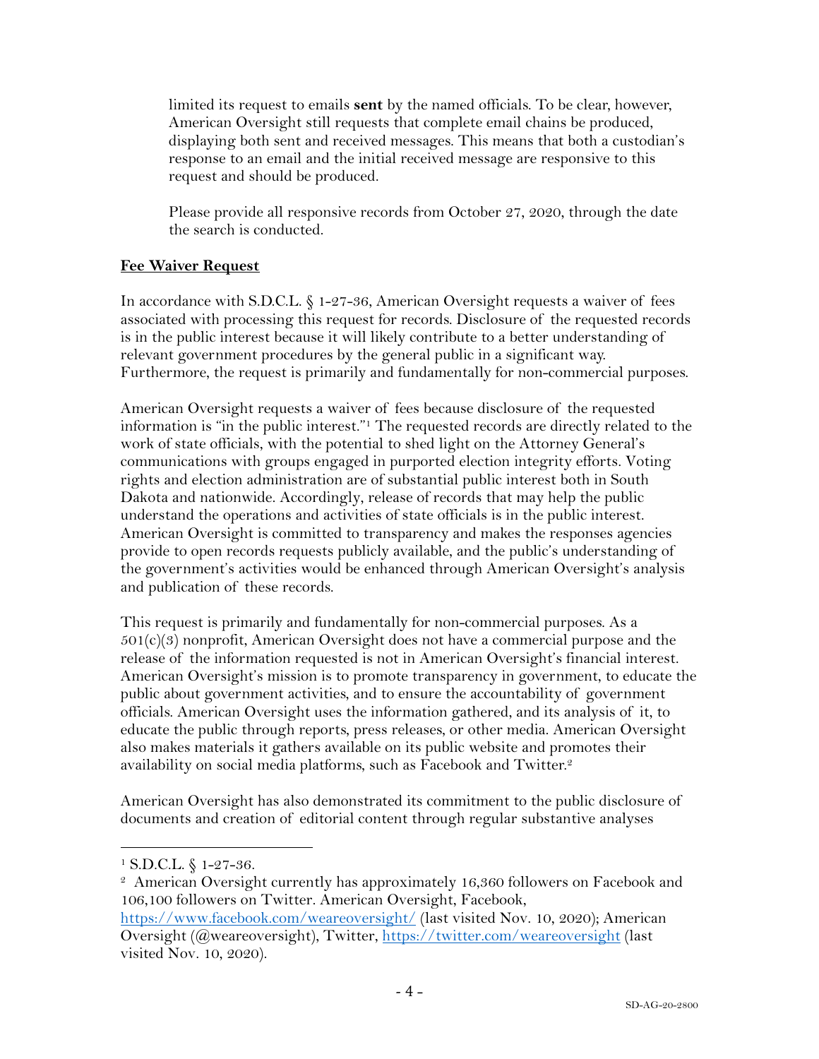limited its request to emails **sent** by the named officials. To be clear, however, American Oversight still requests that complete email chains be produced, displaying both sent and received messages. This means that both a custodian's response to an email and the initial received message are responsive to this request and should be produced.

Please provide all responsive records from October 27, 2020, through the date the search is conducted.

**Fee Waiver Request**

In accordance with S.D.C.L. § 1-27-36, American Oversight requests a waiver of fees associated with processing this request for records. Disclosure of the requested records is in the public interest because it will likely contribute to a better understanding of relevant government procedures by the general public in a significant way. Furthermore, the request is primarily and fundamentally for non-commercial purposes.

American Oversight requests a waiver of fees because disclosure of the requested information is "in the public interest."[1] The requested records are directly related to the work of state officials, with the potential to shed light on the Attorney General's communications with groups engaged in purported election integrity efforts. Voting rights and election administration are of substantial public interest both in South Dakota and nationwide. Accordingly, release of records that may help the public understand the operations and activities of state officials is in the public interest. American Oversight is committed to transparency and makes the responses agencies provide to open records requests publicly available, and the public's understanding of the government's activities would be enhanced through American Oversight's analysis and publication of these records.

This request is primarily and fundamentally for non-commercial purposes. As a 501(c)(3) nonprofit, American Oversight does not have a commercial purpose and the release of the information requested is not in American Oversight's financial interest. American Oversight's mission is to promote transparency in government, to educate the public about government activities, and to ensure the accountability of government officials. American Oversight uses the information gathered, and its analysis of it, to educate the public through reports, press releases, or other media. American Oversight also makes materials it gathers available on its public website and promotes their availability on social media platforms, such as Facebook and Twitter.[2]

American Oversight has also demonstrated its commitment to the public disclosure of documents and creation of editorial content through regular substantive analyses

---

[1] S.D.C.L. § 1-27-36.

[2] American Oversight currently has approximately 16,360 followers on Facebook and 106,100 followers on Twitter. American Oversight, Facebook, https://www.facebook.com/weareoversight/ (last visited Nov. 10, 2020); American Oversight (@weareoversight), Twitter, https://twitter.com/weareoversight (last visited Nov. 10, 2020).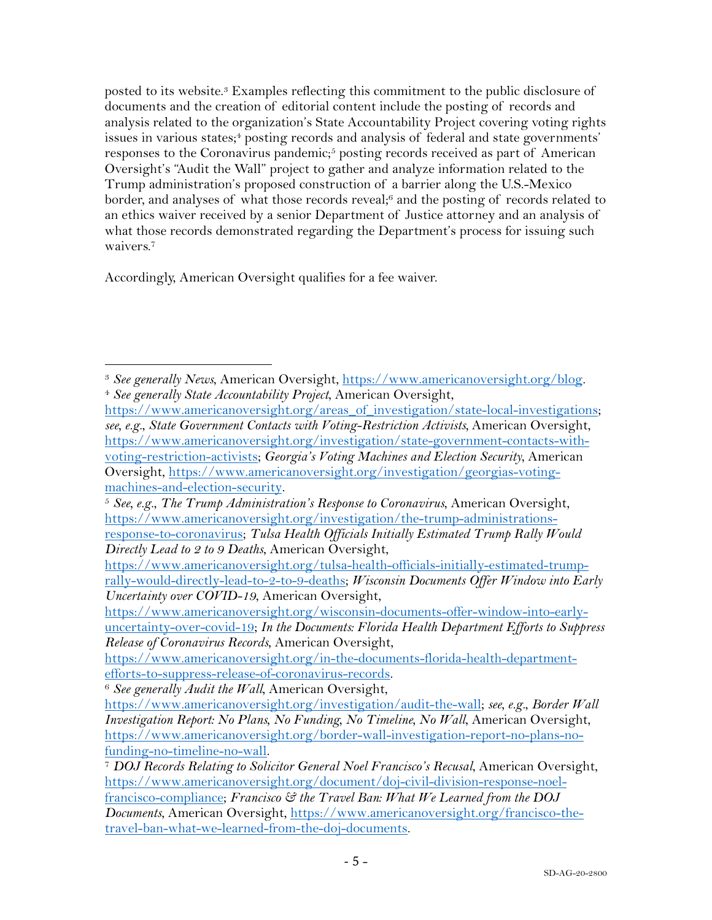posted to its website.[3] Examples reflecting this commitment to the public disclosure of documents and the creation of editorial content include the posting of records and analysis related to the organization's State Accountability Project covering voting rights issues in various states;[4] posting records and analysis of federal and state governments' responses to the Coronavirus pandemic;[5] posting records received as part of American Oversight's "Audit the Wall" project to gather and analyze information related to the Trump administration's proposed construction of a barrier along the U.S.-Mexico border, and analyses of what those records reveal;[6] and the posting of records related to an ethics waiver received by a senior Department of Justice attorney and an analysis of what those records demonstrated regarding the Department's process for issuing such waivers.[7]

Accordingly, American Oversight qualifies for a fee waiver.

---

[3] *See generally News*, American Oversight, https://www.americanoversight.org/blog.

[4] *See generally State Accountability Project*, American Oversight, https://www.americanoversight.org/areas_of_investigation/state-local-investigations; *see, e.g.*, *State Government Contacts with Voting-Restriction Activists*, American Oversight, https://www.americanoversight.org/investigation/state-government-contacts-with-voting-restriction-activists; *Georgia's Voting Machines and Election Security*, American Oversight, https://www.americanoversight.org/investigation/georgias-voting-machines-and-election-security.

[5] *See, e.g.*, *The Trump Administration's Response to Coronavirus*, American Oversight, https://www.americanoversight.org/investigation/the-trump-administrations-response-to-coronavirus; *Tulsa Health Officials Initially Estimated Trump Rally Would Directly Lead to 2 to 9 Deaths*, American Oversight, https://www.americanoversight.org/tulsa-health-officials-initially-estimated-trump-rally-would-directly-lead-to-2-to-9-deaths; *Wisconsin Documents Offer Window into Early Uncertainty over COVID-19*, American Oversight, https://www.americanoversight.org/wisconsin-documents-offer-window-into-early-uncertainty-over-covid-19; *In the Documents: Florida Health Department Efforts to Suppress Release of Coronavirus Records*, American Oversight, https://www.americanoversight.org/in-the-documents-florida-health-department-efforts-to-suppress-release-of-coronavirus-records.

[6] *See generally Audit the Wall*, American Oversight, https://www.americanoversight.org/investigation/audit-the-wall; *see, e.g.*, *Border Wall Investigation Report: No Plans, No Funding, No Timeline, No Wall*, American Oversight, https://www.americanoversight.org/border-wall-investigation-report-no-plans-no-funding-no-timeline-no-wall.

[7] *DOJ Records Relating to Solicitor General Noel Francisco's Recusal*, American Oversight, https://www.americanoversight.org/document/doj-civil-division-response-noel-francisco-compliance; *Francisco & the Travel Ban: What We Learned from the DOJ Documents*, American Oversight, https://www.americanoversight.org/francisco-the-travel-ban-what-we-learned-from-the-doj-documents.

SD-AG-20-2800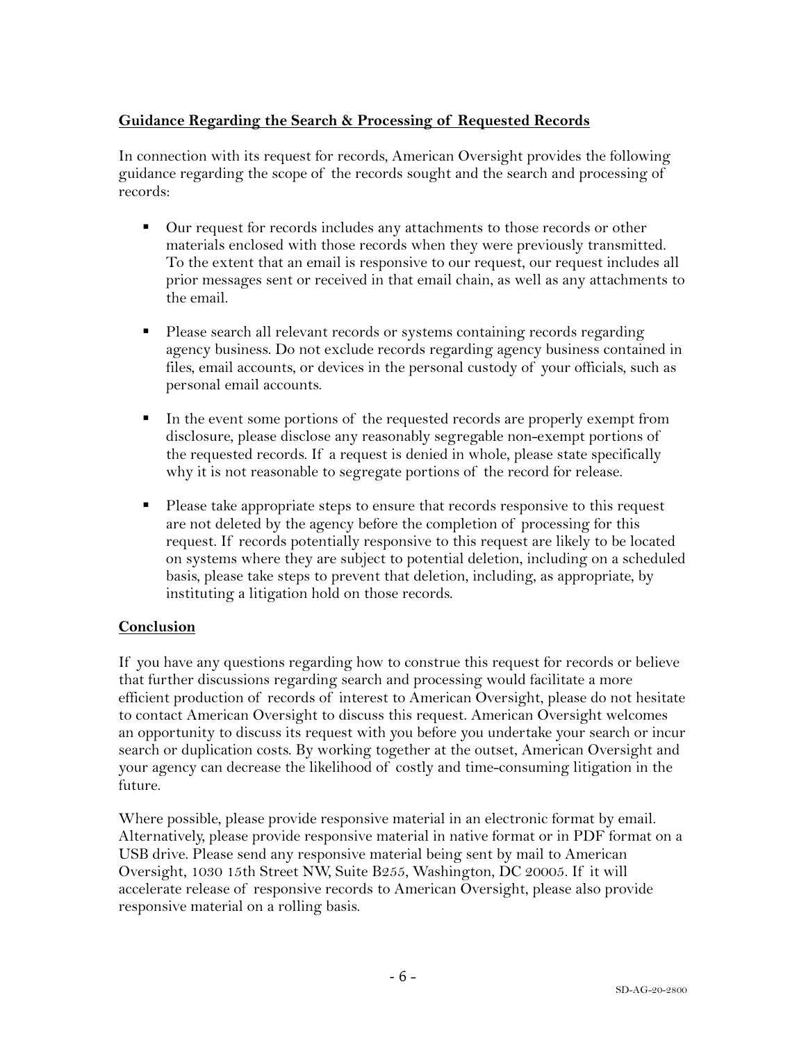**Guidance Regarding the Search & Processing of Requested Records**

In connection with its request for records, American Oversight provides the following guidance regarding the scope of the records sought and the search and processing of records:

- Our request for records includes any attachments to those records or other materials enclosed with those records when they were previously transmitted. To the extent that an email is responsive to our request, our request includes all prior messages sent or received in that email chain, as well as any attachments to the email.

- Please search all relevant records or systems containing records regarding agency business. Do not exclude records regarding agency business contained in files, email accounts, or devices in the personal custody of your officials, such as personal email accounts.

- In the event some portions of the requested records are properly exempt from disclosure, please disclose any reasonably segregable non-exempt portions of the requested records. If a request is denied in whole, please state specifically why it is not reasonable to segregate portions of the record for release.

- Please take appropriate steps to ensure that records responsive to this request are not deleted by the agency before the completion of processing for this request. If records potentially responsive to this request are likely to be located on systems where they are subject to potential deletion, including on a scheduled basis, please take steps to prevent that deletion, including, as appropriate, by instituting a litigation hold on those records.

**Conclusion**

If you have any questions regarding how to construe this request for records or believe that further discussions regarding search and processing would facilitate a more efficient production of records of interest to American Oversight, please do not hesitate to contact American Oversight to discuss this request. American Oversight welcomes an opportunity to discuss its request with you before you undertake your search or incur search or duplication costs. By working together at the outset, American Oversight and your agency can decrease the likelihood of costly and time-consuming litigation in the future.

Where possible, please provide responsive material in an electronic format by email. Alternatively, please provide responsive material in native format or in PDF format on a USB drive. Please send any responsive material being sent by mail to American Oversight, 1030 15th Street NW, Suite B255, Washington, DC 20005. If it will accelerate release of responsive records to American Oversight, please also provide responsive material on a rolling basis.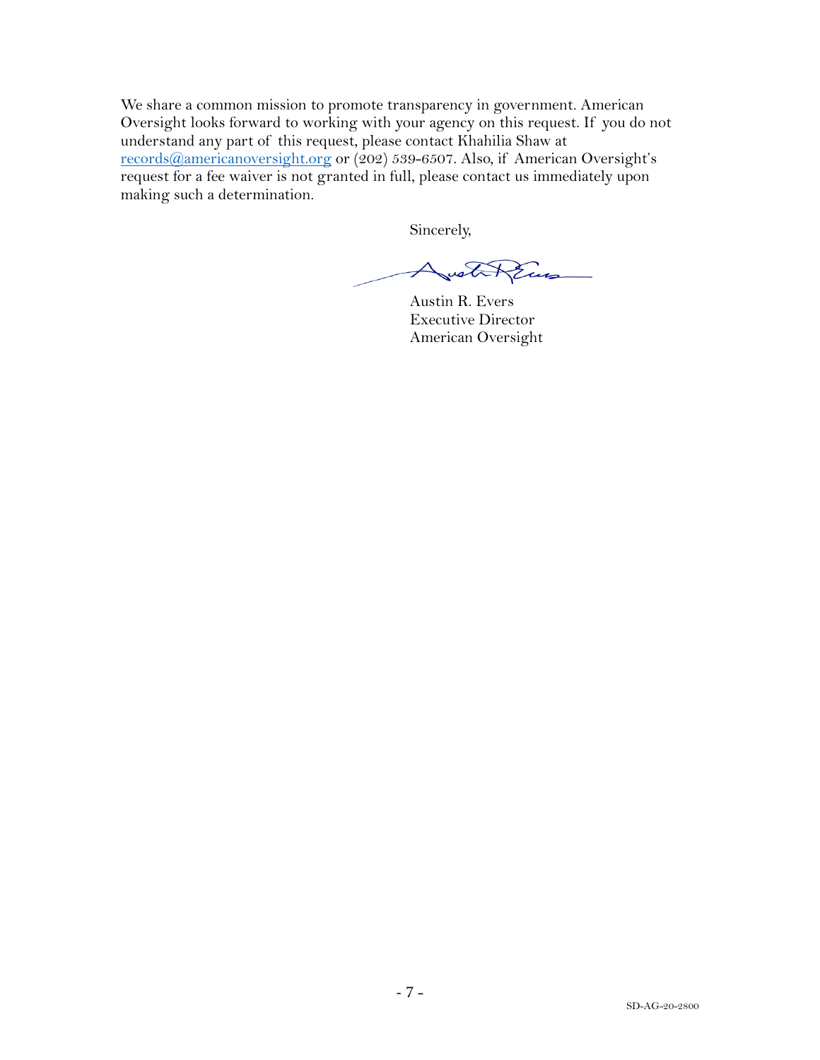We share a common mission to promote transparency in government. American Oversight looks forward to working with your agency on this request. If you do not understand any part of this request, please contact Khahilia Shaw at records@americanoversight.org or (202) 539-6507. Also, if American Oversight's request for a fee waiver is not granted in full, please contact us immediately upon making such a determination.

Sincerely,

Austin R. Evers  
Executive Director  
American Oversight

SD-AG-20-2800